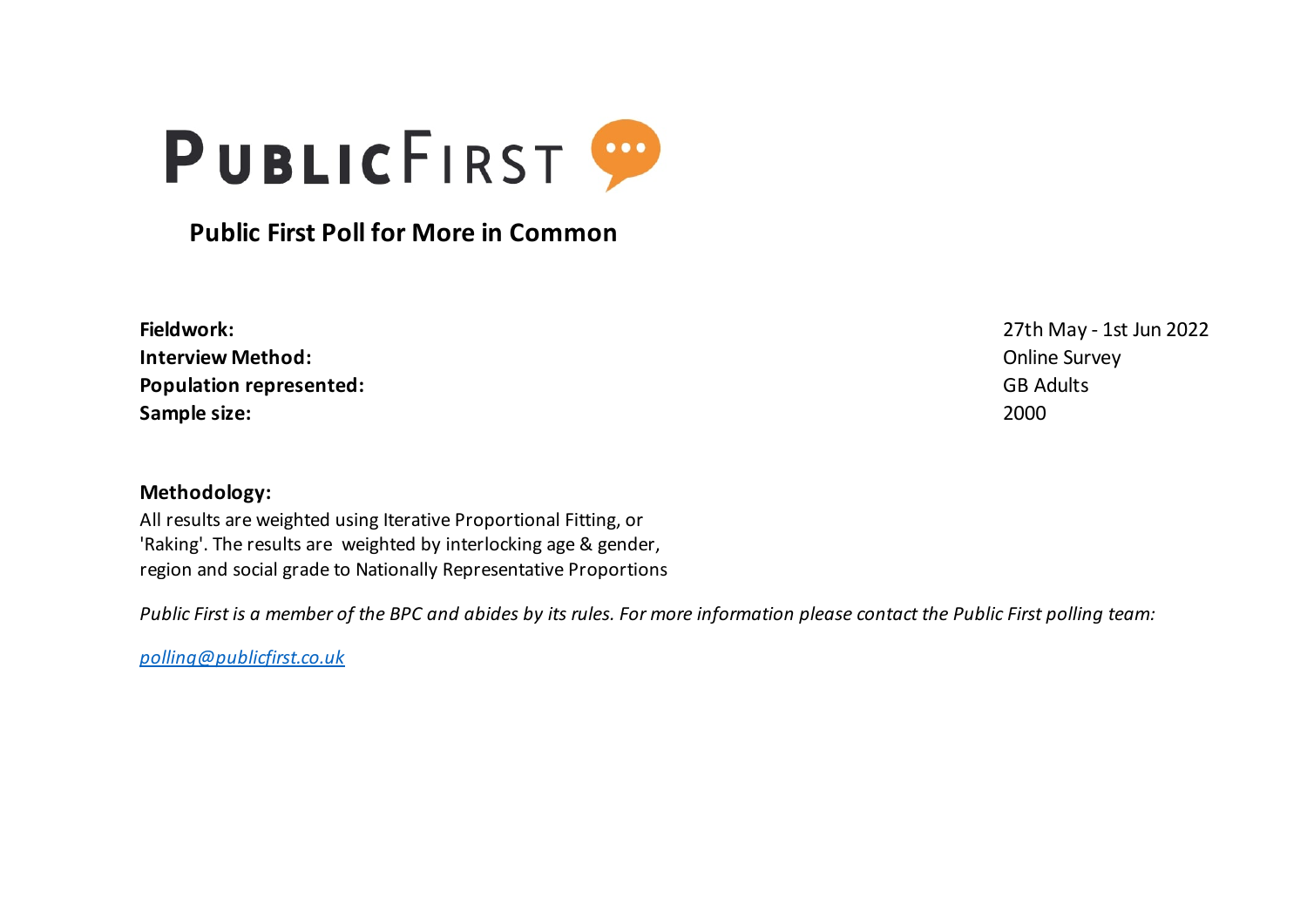# PUBLIC FIRST

## Public First Poll for More in Common

| | |
|---|---|
| **Fieldwork:** | 27th May - 1st Jun 2022 |
| **Interview Method:** | Online Survey |
| **Population represented:** | GB Adults |
| **Sample size:** | 2000 |

**Methodology:**

All results are weighted using Iterative Proportional Fitting, or 'Raking'. The results are weighted by interlocking age & gender, region and social grade to Nationally Representative Proportions

*Public First is a member of the BPC and abides by its rules. For more information please contact the Public First polling team:*

*polling@publicfirst.co.uk*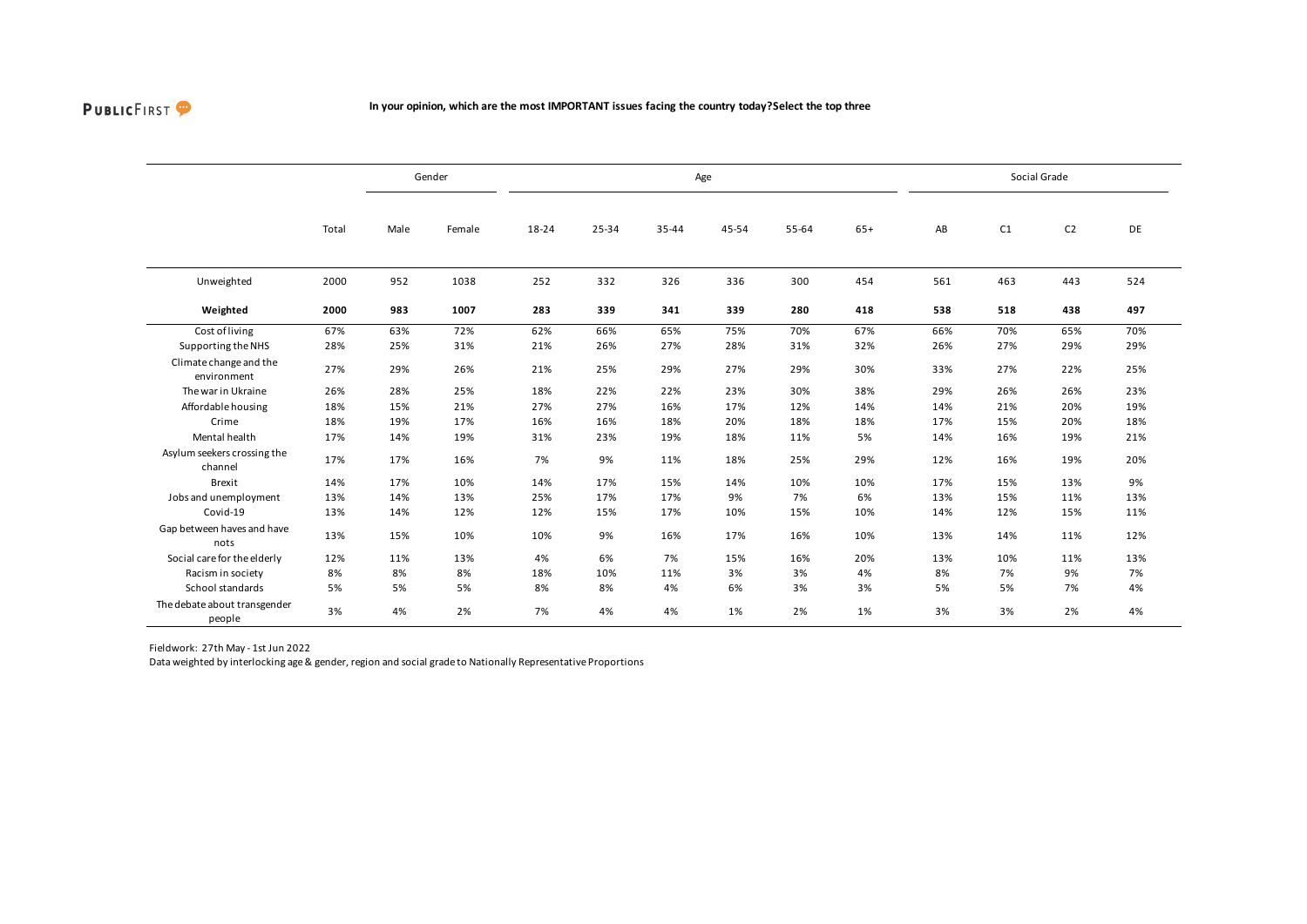**In your opinion, which are the most IMPORTANT issues facing the country today?Select the top three**

| | | Gender | | Age | | | | | | Social Grade | | | |
|---|---|---|---|---|---|---|---|---|---|---|---|---|---|
| | Total | Male | Female | 18-24 | 25-34 | 35-44 | 45-54 | 55-64 | 65+ | AB | C1 | C2 | DE |
| Unweighted | 2000 | 952 | 1038 | 252 | 332 | 326 | 336 | 300 | 454 | 561 | 463 | 443 | 524 |
| **Weighted** | **2000** | **983** | **1007** | **283** | **339** | **341** | **339** | **280** | **418** | **538** | **518** | **438** | **497** |
| Cost of living | 67% | 63% | 72% | 62% | 66% | 65% | 75% | 70% | 67% | 66% | 70% | 65% | 70% |
| Supporting the NHS | 28% | 25% | 31% | 21% | 26% | 27% | 28% | 31% | 32% | 26% | 27% | 29% | 29% |
| Climate change and the environment | 27% | 29% | 26% | 21% | 25% | 29% | 27% | 29% | 30% | 33% | 27% | 22% | 25% |
| The war in Ukraine | 26% | 28% | 25% | 18% | 22% | 22% | 23% | 30% | 38% | 29% | 26% | 26% | 23% |
| Affordable housing | 18% | 15% | 21% | 27% | 27% | 16% | 17% | 12% | 14% | 14% | 21% | 20% | 19% |
| Crime | 18% | 19% | 17% | 16% | 16% | 18% | 20% | 18% | 18% | 17% | 15% | 20% | 18% |
| Mental health | 17% | 14% | 19% | 31% | 23% | 19% | 18% | 11% | 5% | 14% | 16% | 19% | 21% |
| Asylum seekers crossing the channel | 17% | 17% | 16% | 7% | 9% | 11% | 18% | 25% | 29% | 12% | 16% | 19% | 20% |
| Brexit | 14% | 17% | 10% | 14% | 17% | 15% | 14% | 10% | 10% | 17% | 15% | 13% | 9% |
| Jobs and unemployment | 13% | 14% | 13% | 25% | 17% | 17% | 9% | 7% | 6% | 13% | 15% | 11% | 13% |
| Covid-19 | 13% | 14% | 12% | 12% | 15% | 17% | 10% | 15% | 10% | 14% | 12% | 15% | 11% |
| Gap between haves and have nots | 13% | 15% | 10% | 10% | 9% | 16% | 17% | 16% | 10% | 13% | 14% | 11% | 12% |
| Social care for the elderly | 12% | 11% | 13% | 4% | 6% | 7% | 15% | 16% | 20% | 13% | 10% | 11% | 13% |
| Racism in society | 8% | 8% | 8% | 18% | 10% | 11% | 3% | 3% | 4% | 8% | 7% | 9% | 7% |
| School standards | 5% | 5% | 5% | 8% | 8% | 4% | 6% | 3% | 3% | 5% | 5% | 7% | 4% |
| The debate about transgender people | 3% | 4% | 2% | 7% | 4% | 4% | 1% | 2% | 1% | 3% | 3% | 2% | 4% |

Fieldwork: 27th May - 1st Jun 2022
Data weighted by interlocking age & gender, region and social grade to Nationally Representative Proportions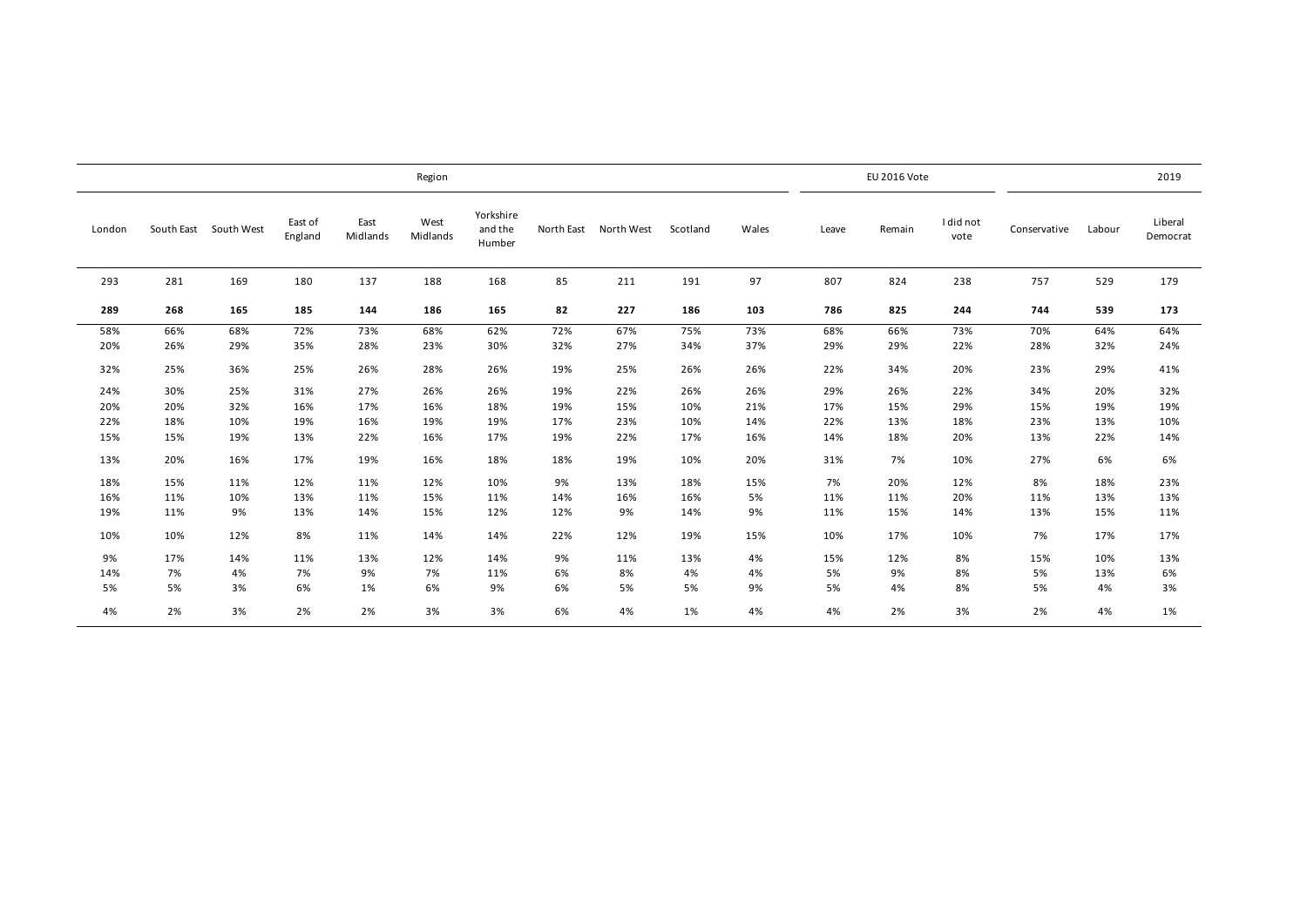| Region | | | | | | | | | | | EU 2016 Vote | | | 2019 | | |
|---|---|---|---|---|---|---|---|---|---|---|---|---|---|---|---|---|
| London | South East | South West | East of England | East Midlands | West Midlands | Yorkshire and the Humber | North East | North West | Scotland | Wales | Leave | Remain | I did not vote | Conservative | Labour | Liberal Democrat |
| 293 | 281 | 169 | 180 | 137 | 188 | 168 | 85 | 211 | 191 | 97 | 807 | 824 | 238 | 757 | 529 | 179 |
| **289** | **268** | **165** | **185** | **144** | **186** | **165** | **82** | **227** | **186** | **103** | **786** | **825** | **244** | **744** | **539** | **173** |
| 58% | 66% | 68% | 72% | 73% | 68% | 62% | 72% | 67% | 75% | 73% | 68% | 66% | 73% | 70% | 64% | 64% |
| 20% | 26% | 29% | 35% | 28% | 23% | 30% | 32% | 27% | 34% | 37% | 29% | 29% | 22% | 28% | 32% | 24% |
| 32% | 25% | 36% | 25% | 26% | 28% | 26% | 19% | 25% | 26% | 26% | 22% | 34% | 20% | 23% | 29% | 41% |
| 24% | 30% | 25% | 31% | 27% | 26% | 26% | 19% | 22% | 26% | 26% | 29% | 26% | 22% | 34% | 20% | 32% |
| 20% | 20% | 32% | 16% | 17% | 16% | 18% | 19% | 15% | 10% | 21% | 17% | 15% | 29% | 15% | 19% | 19% |
| 22% | 18% | 10% | 19% | 16% | 19% | 19% | 17% | 23% | 10% | 14% | 22% | 13% | 18% | 23% | 13% | 10% |
| 15% | 15% | 19% | 13% | 22% | 16% | 17% | 19% | 22% | 17% | 16% | 14% | 18% | 20% | 13% | 22% | 14% |
| 13% | 20% | 16% | 17% | 19% | 16% | 18% | 18% | 19% | 10% | 20% | 31% | 7% | 10% | 27% | 6% | 6% |
| 18% | 15% | 11% | 12% | 11% | 12% | 10% | 9% | 13% | 18% | 15% | 7% | 20% | 12% | 8% | 18% | 23% |
| 16% | 11% | 10% | 13% | 11% | 15% | 11% | 14% | 16% | 16% | 5% | 11% | 11% | 20% | 11% | 13% | 13% |
| 19% | 11% | 9% | 13% | 14% | 15% | 12% | 12% | 9% | 14% | 9% | 11% | 15% | 14% | 13% | 15% | 11% |
| 10% | 10% | 12% | 8% | 11% | 14% | 14% | 22% | 12% | 19% | 15% | 10% | 17% | 10% | 7% | 17% | 17% |
| 9% | 17% | 14% | 11% | 13% | 12% | 14% | 9% | 11% | 13% | 4% | 15% | 12% | 8% | 15% | 10% | 13% |
| 14% | 7% | 4% | 7% | 9% | 7% | 11% | 6% | 8% | 4% | 4% | 5% | 9% | 8% | 5% | 13% | 6% |
| 5% | 5% | 3% | 6% | 1% | 6% | 9% | 6% | 5% | 5% | 9% | 5% | 4% | 8% | 5% | 4% | 3% |
| 4% | 2% | 3% | 2% | 2% | 3% | 3% | 6% | 4% | 1% | 4% | 4% | 2% | 3% | 2% | 4% | 1% |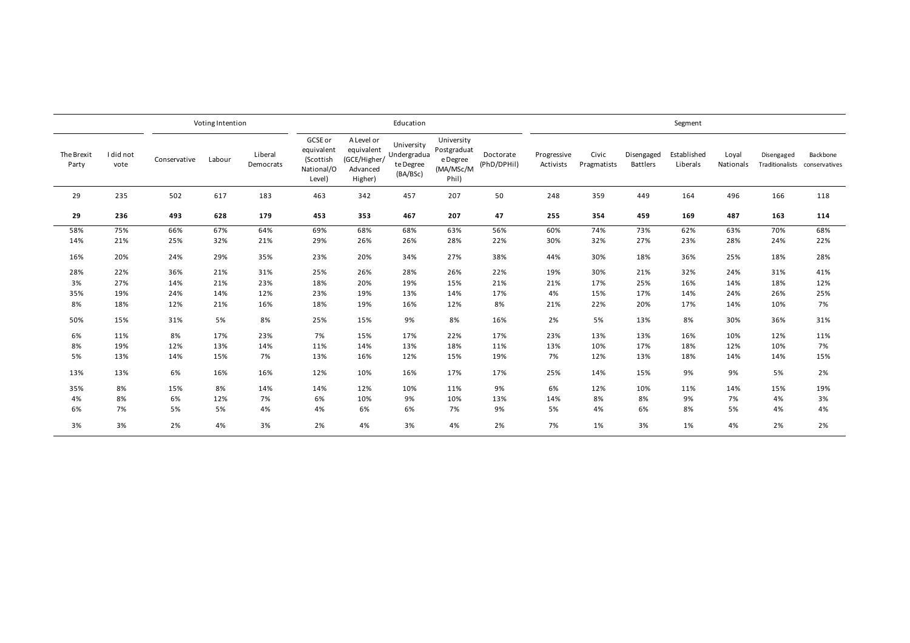| | | Voting Intention | | | Education | | | | | Segment | | | | | | |
|---|---|---|---|---|---|---|---|---|---|---|---|---|---|---|---|---|
| The Brexit Party | I did not vote | Conservative | Labour | Liberal Democrats | GCSE or equivalent (Scottish National/O Level) | A Level or equivalent (GCE/Higher/ Advanced Higher) | University Undergraduate Degree (BA/BSc) | University Postgraduate Degree (MA/MSc/M Phil) | Doctorate (PhD/DPHil) | Progressive Activists | Civic Pragmatists | Disengaged Battlers | Established Liberals | Loyal Nationals | Disengaged Traditionalists | Backbone conservatives |
| 29 | 235 | 502 | 617 | 183 | 463 | 342 | 457 | 207 | 50 | 248 | 359 | 449 | 164 | 496 | 166 | 118 |
| **29** | **236** | **493** | **628** | **179** | **453** | **353** | **467** | **207** | **47** | **255** | **354** | **459** | **169** | **487** | **163** | **114** |
| 58% | 75% | 66% | 67% | 64% | 69% | 68% | 68% | 63% | 56% | 60% | 74% | 73% | 62% | 63% | 70% | 68% |
| 14% | 21% | 25% | 32% | 21% | 29% | 26% | 26% | 28% | 22% | 30% | 32% | 27% | 23% | 28% | 24% | 22% |
| 16% | 20% | 24% | 29% | 35% | 23% | 20% | 34% | 27% | 38% | 44% | 30% | 18% | 36% | 25% | 18% | 28% |
| 28% | 22% | 36% | 21% | 31% | 25% | 26% | 28% | 26% | 22% | 19% | 30% | 21% | 32% | 24% | 31% | 41% |
| 3% | 27% | 14% | 21% | 23% | 18% | 20% | 19% | 15% | 21% | 21% | 17% | 25% | 16% | 14% | 18% | 12% |
| 35% | 19% | 24% | 14% | 12% | 23% | 19% | 13% | 14% | 17% | 4% | 15% | 17% | 14% | 24% | 26% | 25% |
| 8% | 18% | 12% | 21% | 16% | 18% | 19% | 16% | 12% | 8% | 21% | 22% | 20% | 17% | 14% | 10% | 7% |
| 50% | 15% | 31% | 5% | 8% | 25% | 15% | 9% | 8% | 16% | 2% | 5% | 13% | 8% | 30% | 36% | 31% |
| 6% | 11% | 8% | 17% | 23% | 7% | 15% | 17% | 22% | 17% | 23% | 13% | 13% | 16% | 10% | 12% | 11% |
| 8% | 19% | 12% | 13% | 14% | 11% | 14% | 13% | 18% | 11% | 13% | 10% | 17% | 18% | 12% | 10% | 7% |
| 5% | 13% | 14% | 15% | 7% | 13% | 16% | 12% | 15% | 19% | 7% | 12% | 13% | 18% | 14% | 14% | 15% |
| 13% | 13% | 6% | 16% | 16% | 12% | 10% | 16% | 17% | 17% | 25% | 14% | 15% | 9% | 9% | 5% | 2% |
| 35% | 8% | 15% | 8% | 14% | 14% | 12% | 10% | 11% | 9% | 6% | 12% | 10% | 11% | 14% | 15% | 19% |
| 4% | 8% | 6% | 12% | 7% | 6% | 10% | 9% | 10% | 13% | 14% | 8% | 8% | 9% | 7% | 4% | 3% |
| 6% | 7% | 5% | 5% | 4% | 4% | 6% | 6% | 7% | 9% | 5% | 4% | 6% | 8% | 5% | 4% | 4% |
| 3% | 3% | 2% | 4% | 3% | 2% | 4% | 3% | 4% | 2% | 7% | 1% | 3% | 1% | 4% | 2% | 2% |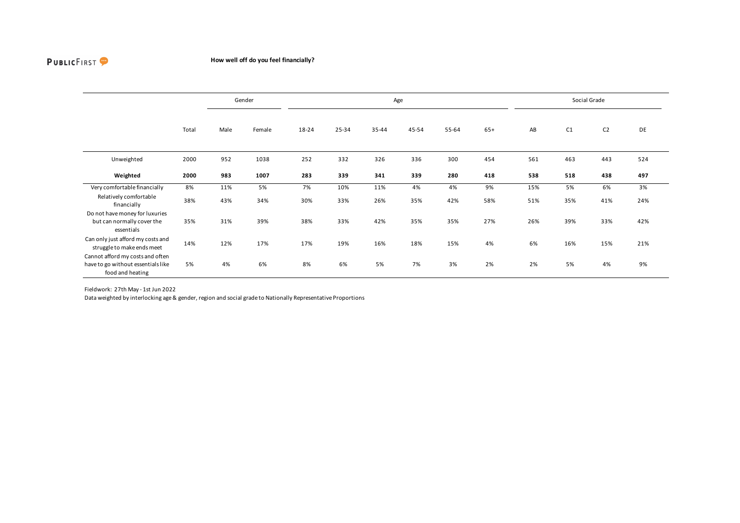PUBLICFIRST

**How well off do you feel financially?**

| | Total | Gender | | Age | | | | | | Social Grade | | | |
|---|---|---|---|---|---|---|---|---|---|---|---|---|---|
| | | Male | Female | 18-24 | 25-34 | 35-44 | 45-54 | 55-64 | 65+ | AB | C1 | C2 | DE |
| Unweighted | 2000 | 952 | 1038 | 252 | 332 | 326 | 336 | 300 | 454 | 561 | 463 | 443 | 524 |
| **Weighted** | **2000** | **983** | **1007** | **283** | **339** | **341** | **339** | **280** | **418** | **538** | **518** | **438** | **497** |
| Very comfortable financially | 8% | 11% | 5% | 7% | 10% | 11% | 4% | 4% | 9% | 15% | 5% | 6% | 3% |
| Relatively comfortable financially | 38% | 43% | 34% | 30% | 33% | 26% | 35% | 42% | 58% | 51% | 35% | 41% | 24% |
| Do not have money for luxuries but can normally cover the essentials | 35% | 31% | 39% | 38% | 33% | 42% | 35% | 35% | 27% | 26% | 39% | 33% | 42% |
| Can only just afford my costs and struggle to make ends meet | 14% | 12% | 17% | 17% | 19% | 16% | 18% | 15% | 4% | 6% | 16% | 15% | 21% |
| Cannot afford my costs and often have to go without essentials like food and heating | 5% | 4% | 6% | 8% | 6% | 5% | 7% | 3% | 2% | 2% | 5% | 4% | 9% |

Fieldwork: 27th May - 1st Jun 2022

Data weighted by interlocking age & gender, region and social grade to Nationally Representative Proportions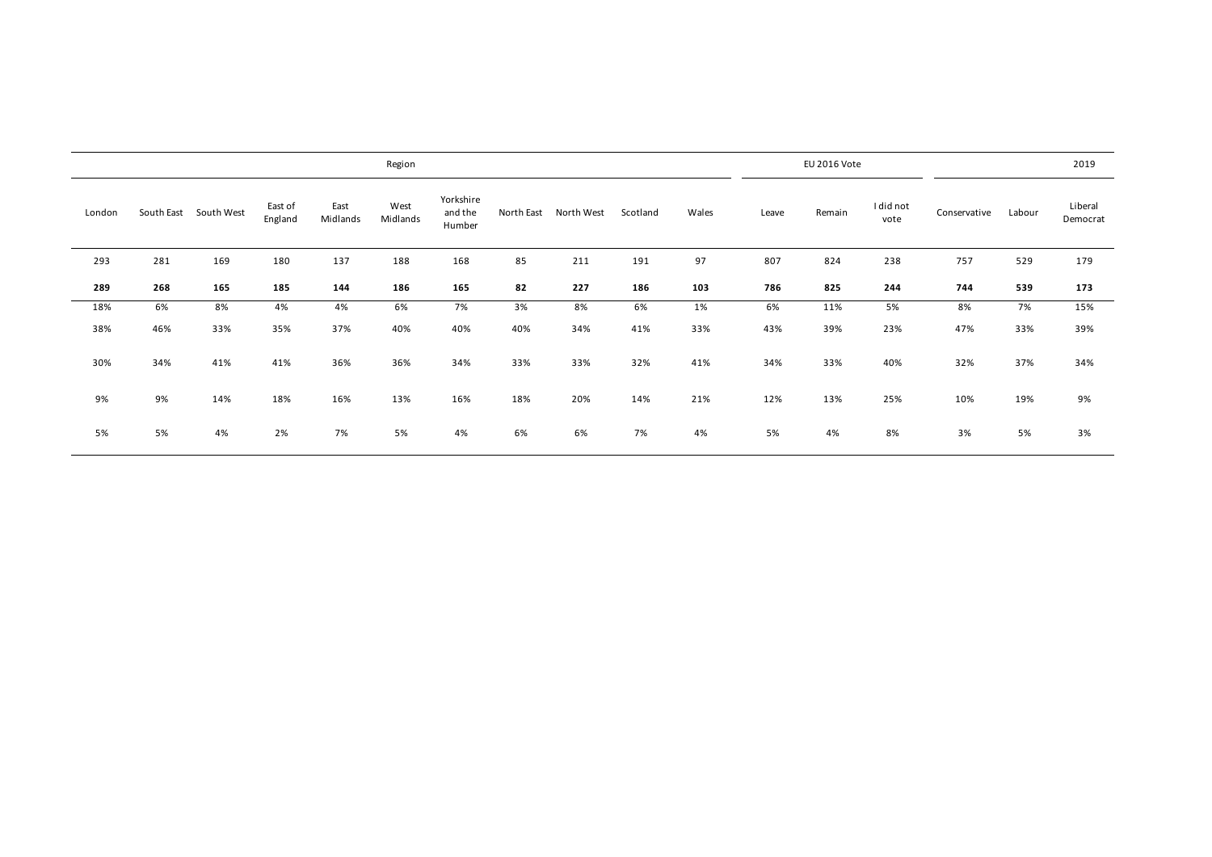| Region | | | | | | | | | | | EU 2016 Vote | | | 2019 | | |
|---|---|---|---|---|---|---|---|---|---|---|---|---|---|---|---|---|
| London | South East | South West | East of England | East Midlands | West Midlands | Yorkshire and the Humber | North East | North West | Scotland | Wales | Leave | Remain | I did not vote | Conservative | Labour | Liberal Democrat |
| 293 | 281 | 169 | 180 | 137 | 188 | 168 | 85 | 211 | 191 | 97 | 807 | 824 | 238 | 757 | 529 | 179 |
| **289** | **268** | **165** | **185** | **144** | **186** | **165** | **82** | **227** | **186** | **103** | **786** | **825** | **244** | **744** | **539** | **173** |
| 18% | 6% | 8% | 4% | 4% | 6% | 7% | 3% | 8% | 6% | 1% | 6% | 11% | 5% | 8% | 7% | 15% |
| 38% | 46% | 33% | 35% | 37% | 40% | 40% | 40% | 34% | 41% | 33% | 43% | 39% | 23% | 47% | 33% | 39% |
| 30% | 34% | 41% | 41% | 36% | 36% | 34% | 33% | 33% | 32% | 41% | 34% | 33% | 40% | 32% | 37% | 34% |
| 9% | 9% | 14% | 18% | 16% | 13% | 16% | 18% | 20% | 14% | 21% | 12% | 13% | 25% | 10% | 19% | 9% |
| 5% | 5% | 4% | 2% | 7% | 5% | 4% | 6% | 6% | 7% | 4% | 5% | 4% | 8% | 3% | 5% | 3% |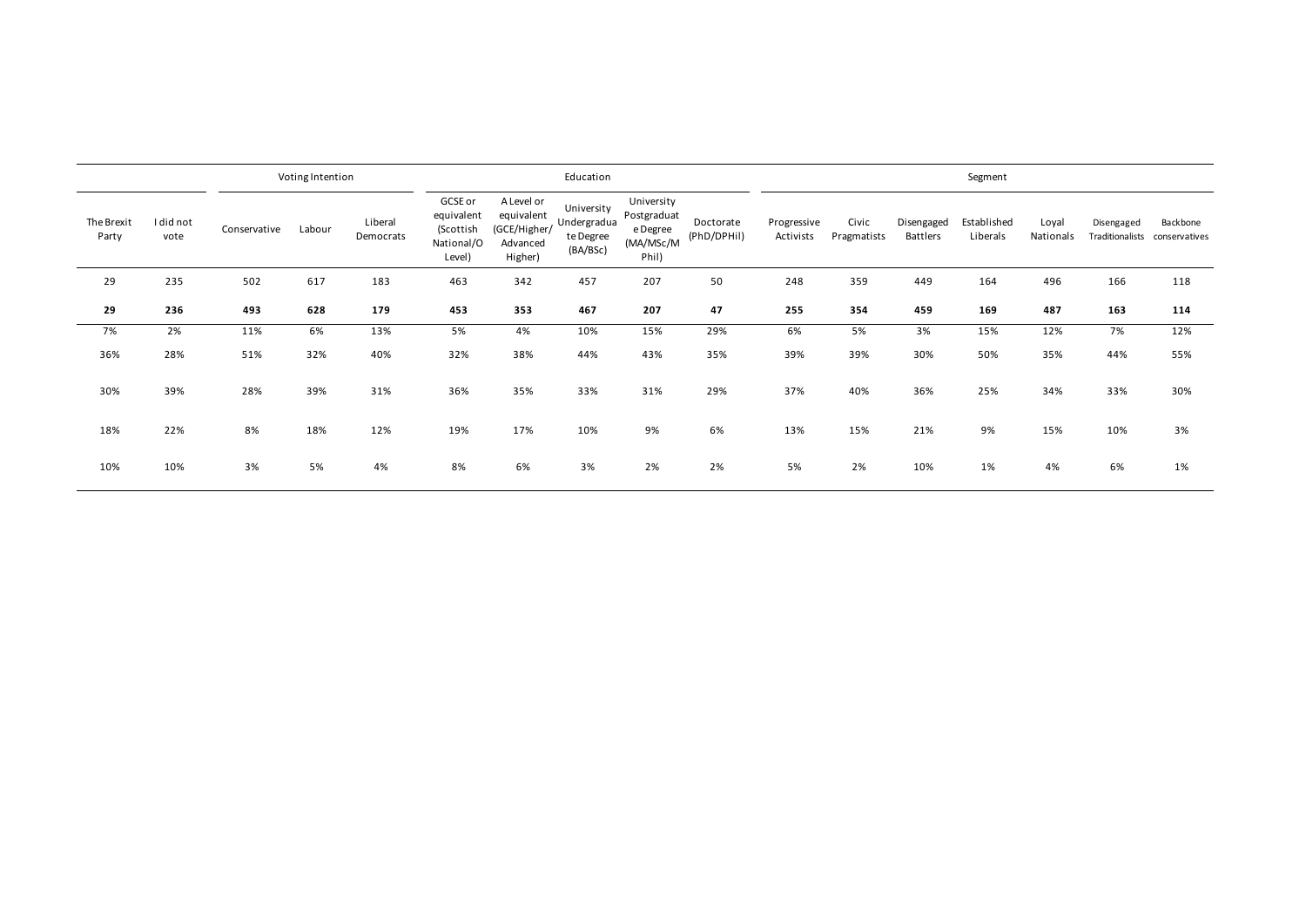| | | Voting Intention | | | Education | | | | | Segment | | | | | | |
|---|---|---|---|---|---|---|---|---|---|---|---|---|---|---|---|---|
| The Brexit Party | I did not vote | Conservative | Labour | Liberal Democrats | GCSE or equivalent (Scottish National/O Level) | A Level or equivalent (GCE/Higher/ Advanced Higher) | University Undergraduate Degree (BA/BSc) | University Postgraduate Degree (MA/MSc/M Phil) | Doctorate (PhD/DPHil) | Progressive Activists | Civic Pragmatists | Disengaged Battlers | Established Liberals | Loyal Nationals | Disengaged Traditionalists | Backbone conservatives |
| 29 | 235 | 502 | 617 | 183 | 463 | 342 | 457 | 207 | 50 | 248 | 359 | 449 | 164 | 496 | 166 | 118 |
| **29** | **236** | **493** | **628** | **179** | **453** | **353** | **467** | **207** | **47** | **255** | **354** | **459** | **169** | **487** | **163** | **114** |
| 7% | 2% | 11% | 6% | 13% | 5% | 4% | 10% | 15% | 29% | 6% | 5% | 3% | 15% | 12% | 7% | 12% |
| 36% | 28% | 51% | 32% | 40% | 32% | 38% | 44% | 43% | 35% | 39% | 39% | 30% | 50% | 35% | 44% | 55% |
| 30% | 39% | 28% | 39% | 31% | 36% | 35% | 33% | 31% | 29% | 37% | 40% | 36% | 25% | 34% | 33% | 30% |
| 18% | 22% | 8% | 18% | 12% | 19% | 17% | 10% | 9% | 6% | 13% | 15% | 21% | 9% | 15% | 10% | 3% |
| 10% | 10% | 3% | 5% | 4% | 8% | 6% | 3% | 2% | 2% | 5% | 2% | 10% | 1% | 4% | 6% | 1% |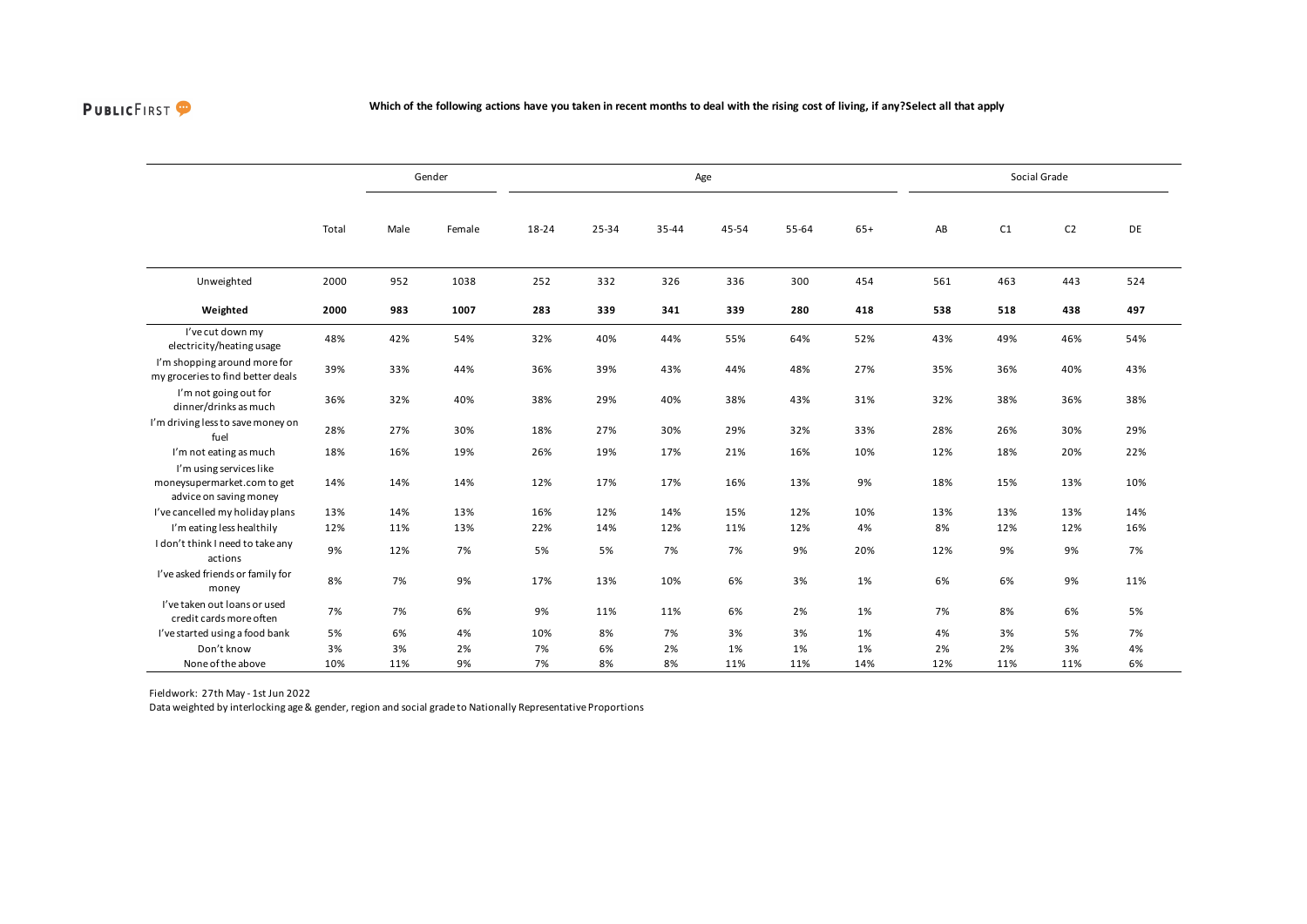**Which of the following actions have you taken in recent months to deal with the rising cost of living, if any?Select all that apply**

| | Total | Gender | | Age | | | | | | Social Grade | | | |
|---|---|---|---|---|---|---|---|---|---|---|---|---|---|
| | | Male | Female | 18-24 | 25-34 | 35-44 | 45-54 | 55-64 | 65+ | AB | C1 | C2 | DE |
| Unweighted | 2000 | 952 | 1038 | 252 | 332 | 326 | 336 | 300 | 454 | 561 | 463 | 443 | 524 |
| **Weighted** | **2000** | **983** | **1007** | **283** | **339** | **341** | **339** | **280** | **418** | **538** | **518** | **438** | **497** |
| I've cut down my electricity/heating usage | 48% | 42% | 54% | 32% | 40% | 44% | 55% | 64% | 52% | 43% | 49% | 46% | 54% |
| I'm shopping around more for my groceries to find better deals | 39% | 33% | 44% | 36% | 39% | 43% | 44% | 48% | 27% | 35% | 36% | 40% | 43% |
| I'm not going out for dinner/drinks as much | 36% | 32% | 40% | 38% | 29% | 40% | 38% | 43% | 31% | 32% | 38% | 36% | 38% |
| I'm driving less to save money on fuel | 28% | 27% | 30% | 18% | 27% | 30% | 29% | 32% | 33% | 28% | 26% | 30% | 29% |
| I'm not eating as much | 18% | 16% | 19% | 26% | 19% | 17% | 21% | 16% | 10% | 12% | 18% | 20% | 22% |
| I'm using services like moneysupermarket.com to get advice on saving money | 14% | 14% | 14% | 12% | 17% | 17% | 16% | 13% | 9% | 18% | 15% | 13% | 10% |
| I've cancelled my holiday plans | 13% | 14% | 13% | 16% | 12% | 14% | 15% | 12% | 10% | 13% | 13% | 13% | 14% |
| I'm eating less healthily | 12% | 11% | 13% | 22% | 14% | 12% | 11% | 12% | 4% | 8% | 12% | 12% | 16% |
| I don't think I need to take any actions | 9% | 12% | 7% | 5% | 5% | 7% | 7% | 9% | 20% | 12% | 9% | 9% | 7% |
| I've asked friends or family for money | 8% | 7% | 9% | 17% | 13% | 10% | 6% | 3% | 1% | 6% | 6% | 9% | 11% |
| I've taken out loans or used credit cards more often | 7% | 7% | 6% | 9% | 11% | 11% | 6% | 2% | 1% | 7% | 8% | 6% | 5% |
| I've started using a food bank | 5% | 6% | 4% | 10% | 8% | 7% | 3% | 3% | 1% | 4% | 3% | 5% | 7% |
| Don't know | 3% | 3% | 2% | 7% | 6% | 2% | 1% | 1% | 1% | 2% | 2% | 3% | 4% |
| None of the above | 10% | 11% | 9% | 7% | 8% | 8% | 11% | 11% | 14% | 12% | 11% | 11% | 6% |

Fieldwork: 27th May - 1st Jun 2022
Data weighted by interlocking age & gender, region and social grade to Nationally Representative Proportions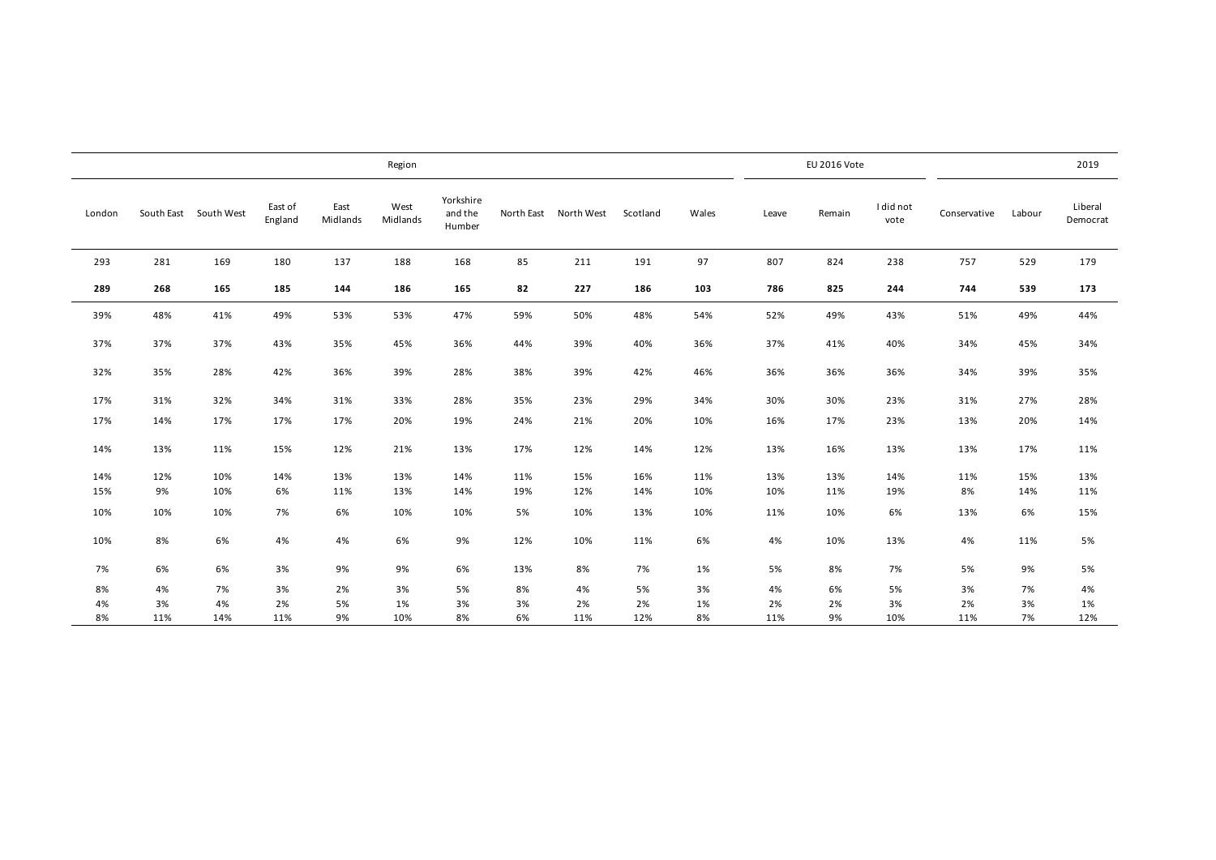| Region | | | | | | | | | | | EU 2016 Vote | | | 2019 | | |
|---|---|---|---|---|---|---|---|---|---|---|---|---|---|---|---|---|
| London | South East | South West | East of England | East Midlands | West Midlands | Yorkshire and the Humber | North East | North West | Scotland | Wales | Leave | Remain | I did not vote | Conservative | Labour | Liberal Democrat |
| 293 | 281 | 169 | 180 | 137 | 188 | 168 | 85 | 211 | 191 | 97 | 807 | 824 | 238 | 757 | 529 | 179 |
| **289** | **268** | **165** | **185** | **144** | **186** | **165** | **82** | **227** | **186** | **103** | **786** | **825** | **244** | **744** | **539** | **173** |
| 39% | 48% | 41% | 49% | 53% | 53% | 47% | 59% | 50% | 48% | 54% | 52% | 49% | 43% | 51% | 49% | 44% |
| 37% | 37% | 37% | 43% | 35% | 45% | 36% | 44% | 39% | 40% | 36% | 37% | 41% | 40% | 34% | 45% | 34% |
| 32% | 35% | 28% | 42% | 36% | 39% | 28% | 38% | 39% | 42% | 46% | 36% | 36% | 36% | 34% | 39% | 35% |
| 17% | 31% | 32% | 34% | 31% | 33% | 28% | 35% | 23% | 29% | 34% | 30% | 30% | 23% | 31% | 27% | 28% |
| 17% | 14% | 17% | 17% | 17% | 20% | 19% | 24% | 21% | 20% | 10% | 16% | 17% | 23% | 13% | 20% | 14% |
| 14% | 13% | 11% | 15% | 12% | 21% | 13% | 17% | 12% | 14% | 12% | 13% | 16% | 13% | 13% | 17% | 11% |
| 14% | 12% | 10% | 14% | 13% | 13% | 14% | 11% | 15% | 16% | 11% | 13% | 13% | 14% | 11% | 15% | 13% |
| 15% | 9% | 10% | 6% | 11% | 13% | 14% | 19% | 12% | 14% | 10% | 10% | 11% | 19% | 8% | 14% | 11% |
| 10% | 10% | 10% | 7% | 6% | 10% | 10% | 5% | 10% | 13% | 10% | 11% | 10% | 6% | 13% | 6% | 15% |
| 10% | 8% | 6% | 4% | 4% | 6% | 9% | 12% | 10% | 11% | 6% | 4% | 10% | 13% | 4% | 11% | 5% |
| 7% | 6% | 6% | 3% | 9% | 9% | 6% | 13% | 8% | 7% | 1% | 5% | 8% | 7% | 5% | 9% | 5% |
| 8% | 4% | 7% | 3% | 2% | 3% | 5% | 8% | 4% | 5% | 3% | 4% | 6% | 5% | 3% | 7% | 4% |
| 4% | 3% | 4% | 2% | 5% | 1% | 3% | 3% | 2% | 2% | 1% | 2% | 2% | 3% | 2% | 3% | 1% |
| 8% | 11% | 14% | 11% | 9% | 10% | 8% | 6% | 11% | 12% | 8% | 11% | 9% | 10% | 11% | 7% | 12% |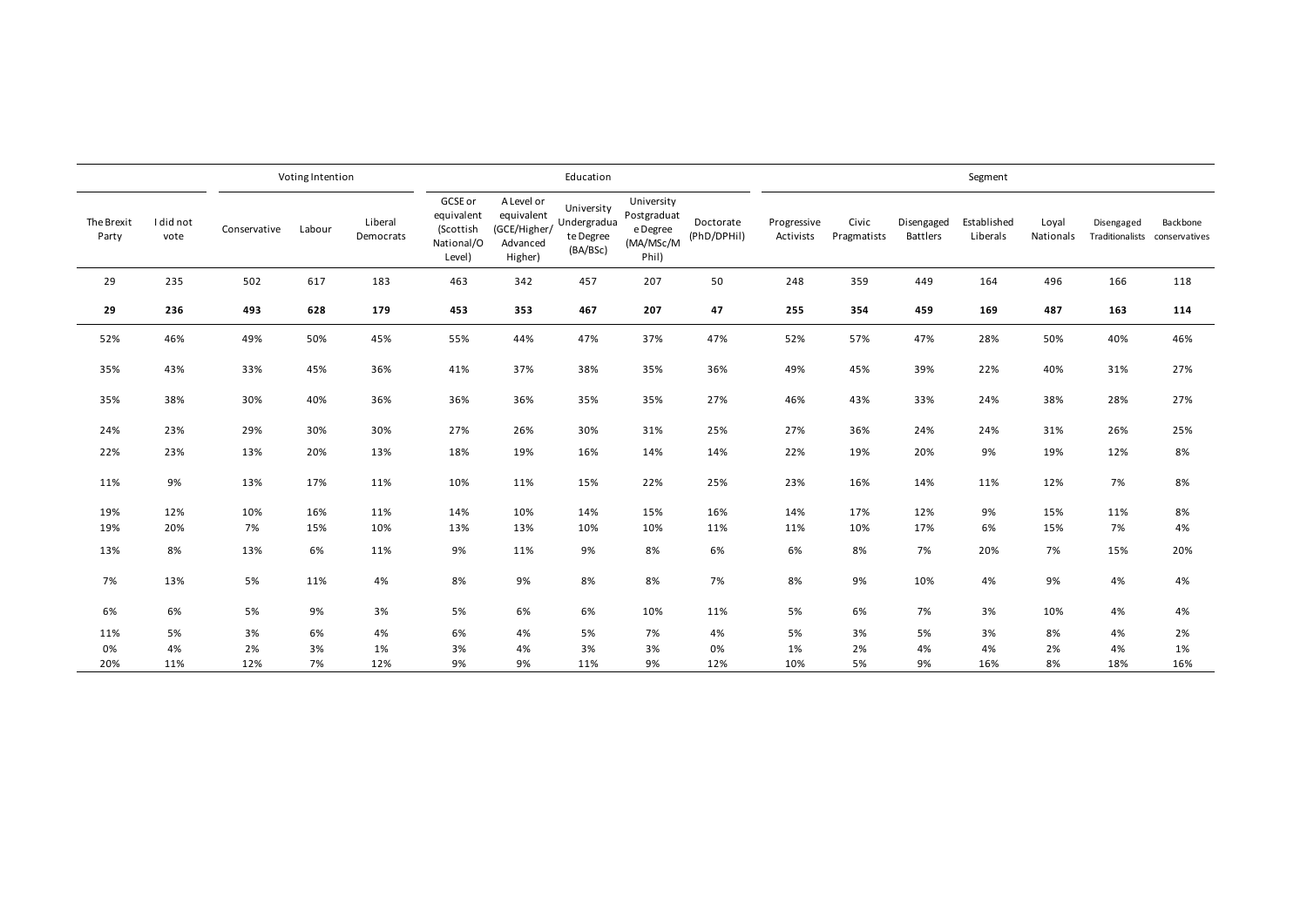| | | Voting Intention | | | Education | | | | | Segment | | | | | | |
|---|---|---|---|---|---|---|---|---|---|---|---|---|---|---|---|---|
| The Brexit Party | I did not vote | Conservative | Labour | Liberal Democrats | GCSE or equivalent (Scottish National/O Level) | A Level or equivalent (GCE/Higher/ Advanced Higher) | University Undergraduate Degree (BA/BSc) | University Postgraduate Degree (MA/MSc/M Phil) | Doctorate (PhD/DPHil) | Progressive Activists | Civic Pragmatists | Disengaged Battlers | Established Liberals | Loyal Nationals | Disengaged Traditionalists | Backbone conservatives |
| 29 | 235 | 502 | 617 | 183 | 463 | 342 | 457 | 207 | 50 | 248 | 359 | 449 | 164 | 496 | 166 | 118 |
| **29** | **236** | **493** | **628** | **179** | **453** | **353** | **467** | **207** | **47** | **255** | **354** | **459** | **169** | **487** | **163** | **114** |
| 52% | 46% | 49% | 50% | 45% | 55% | 44% | 47% | 37% | 47% | 52% | 57% | 47% | 28% | 50% | 40% | 46% |
| 35% | 43% | 33% | 45% | 36% | 41% | 37% | 38% | 35% | 36% | 49% | 45% | 39% | 22% | 40% | 31% | 27% |
| 35% | 38% | 30% | 40% | 36% | 36% | 36% | 35% | 35% | 27% | 46% | 43% | 33% | 24% | 38% | 28% | 27% |
| 24% | 23% | 29% | 30% | 30% | 27% | 26% | 30% | 31% | 25% | 27% | 36% | 24% | 24% | 31% | 26% | 25% |
| 22% | 23% | 13% | 20% | 13% | 18% | 19% | 16% | 14% | 14% | 22% | 19% | 20% | 9% | 19% | 12% | 8% |
| 11% | 9% | 13% | 17% | 11% | 10% | 11% | 15% | 22% | 25% | 23% | 16% | 14% | 11% | 12% | 7% | 8% |
| 19% | 12% | 10% | 16% | 11% | 14% | 10% | 14% | 15% | 16% | 14% | 17% | 12% | 9% | 15% | 11% | 8% |
| 19% | 20% | 7% | 15% | 10% | 13% | 13% | 10% | 10% | 11% | 11% | 10% | 17% | 6% | 15% | 7% | 4% |
| 13% | 8% | 13% | 6% | 11% | 9% | 11% | 9% | 8% | 6% | 6% | 8% | 7% | 20% | 7% | 15% | 20% |
| 7% | 13% | 5% | 11% | 4% | 8% | 9% | 8% | 8% | 7% | 8% | 9% | 10% | 4% | 9% | 4% | 4% |
| 6% | 6% | 5% | 9% | 3% | 5% | 6% | 6% | 10% | 11% | 5% | 6% | 7% | 3% | 10% | 4% | 4% |
| 11% | 5% | 3% | 6% | 4% | 6% | 4% | 5% | 7% | 4% | 5% | 3% | 5% | 3% | 8% | 4% | 2% |
| 0% | 4% | 2% | 3% | 1% | 3% | 4% | 3% | 3% | 0% | 1% | 2% | 4% | 4% | 2% | 4% | 1% |
| 20% | 11% | 12% | 7% | 12% | 9% | 9% | 11% | 9% | 12% | 10% | 5% | 9% | 16% | 8% | 18% | 16% |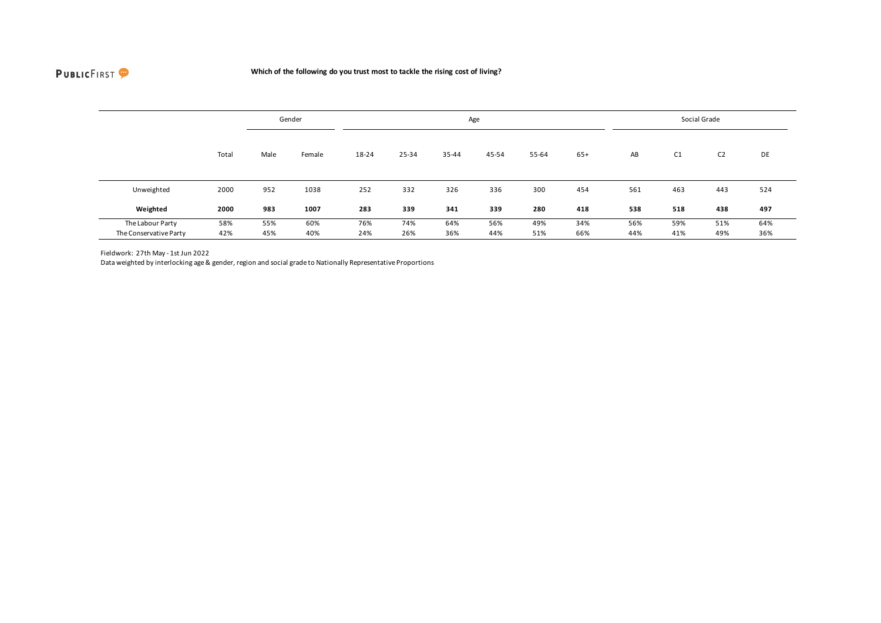**Which of the following do you trust most to tackle the rising cost of living?**

| | | Gender | | Age | | | | | | Social Grade | | | |
|---|---|---|---|---|---|---|---|---|---|---|---|---|---|
| | Total | Male | Female | 18-24 | 25-34 | 35-44 | 45-54 | 55-64 | 65+ | AB | C1 | C2 | DE |
| Unweighted | 2000 | 952 | 1038 | 252 | 332 | 326 | 336 | 300 | 454 | 561 | 463 | 443 | 524 |
| **Weighted** | **2000** | **983** | **1007** | **283** | **339** | **341** | **339** | **280** | **418** | **538** | **518** | **438** | **497** |
| The Labour Party | 58% | 55% | 60% | 76% | 74% | 64% | 56% | 49% | 34% | 56% | 59% | 51% | 64% |
| The Conservative Party | 42% | 45% | 40% | 24% | 26% | 36% | 44% | 51% | 66% | 44% | 41% | 49% | 36% |

Fieldwork: 27th May - 1st Jun 2022
Data weighted by interlocking age & gender, region and social grade to Nationally Representative Proportions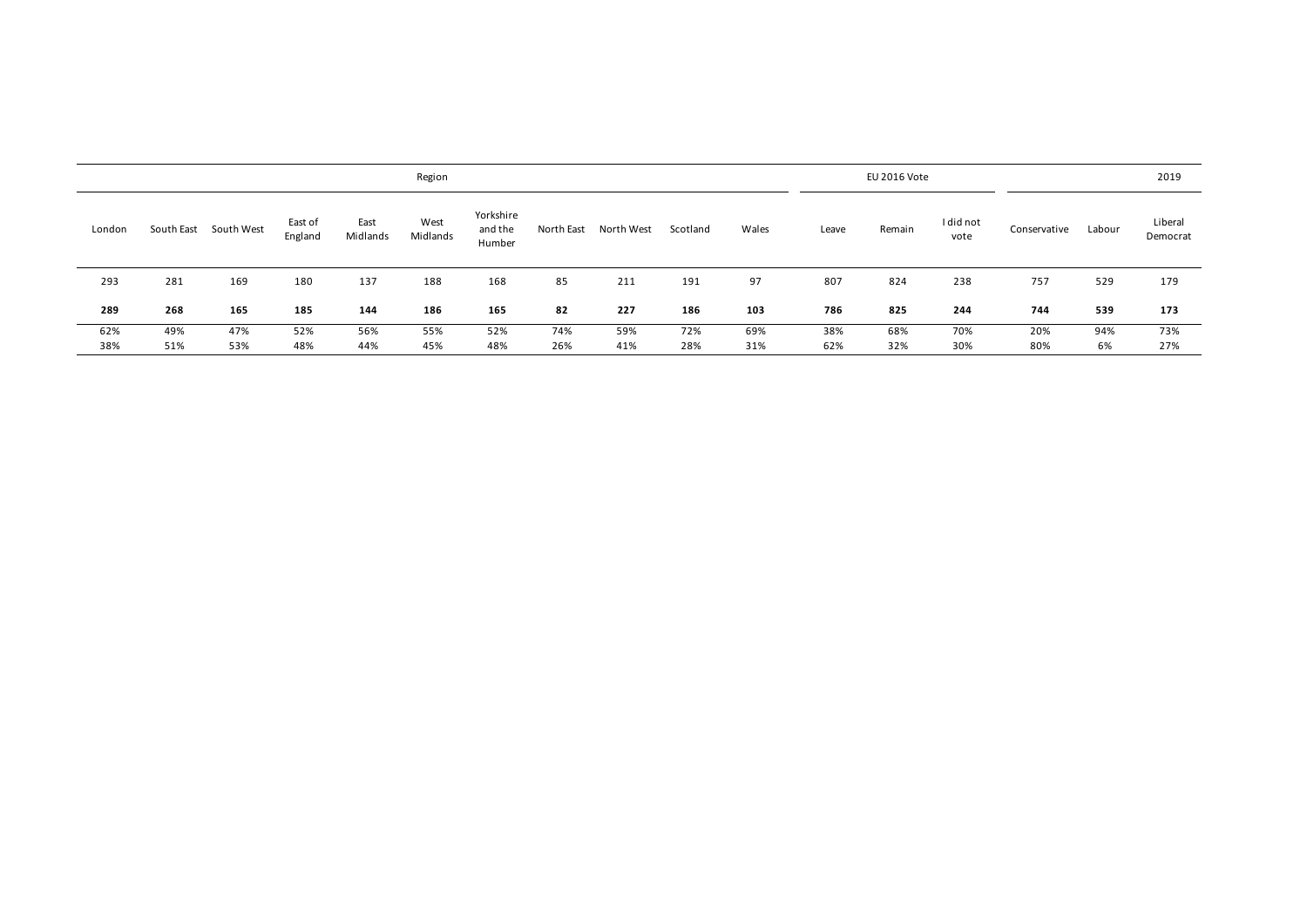| Region | | | | | | | | | | | EU 2016 Vote | | | 2019 | | |
|---|---|---|---|---|---|---|---|---|---|---|---|---|---|---|---|---|
| London | South East | South West | East of England | East Midlands | West Midlands | Yorkshire and the Humber | North East | North West | Scotland | Wales | Leave | Remain | I did not vote | Conservative | Labour | Liberal Democrat |
| 293 | 281 | 169 | 180 | 137 | 188 | 168 | 85 | 211 | 191 | 97 | 807 | 824 | 238 | 757 | 529 | 179 |
| **289** | **268** | **165** | **185** | **144** | **186** | **165** | **82** | **227** | **186** | **103** | **786** | **825** | **244** | **744** | **539** | **173** |
| 62% | 49% | 47% | 52% | 56% | 55% | 52% | 74% | 59% | 72% | 69% | 38% | 68% | 70% | 20% | 94% | 73% |
| 38% | 51% | 53% | 48% | 44% | 45% | 48% | 26% | 41% | 28% | 31% | 62% | 32% | 30% | 80% | 6% | 27% |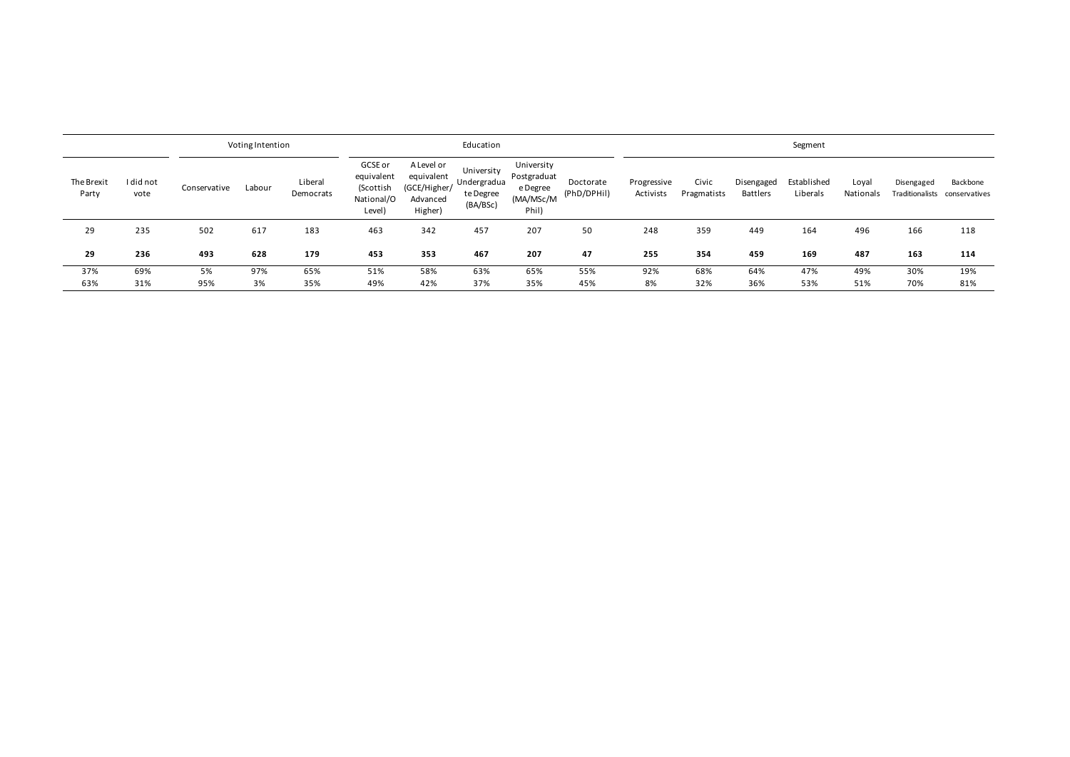| | | Voting Intention | | | Education | | | | | Segment | | | | | | |
|---|---|---|---|---|---|---|---|---|---|---|---|---|---|---|---|---|
| The Brexit Party | I did not vote | Conservative | Labour | Liberal Democrats | GCSE or equivalent (Scottish National/O Level) | A Level or equivalent (GCE/Higher/ Advanced Higher) | University Undergraduate Degree (BA/BSc) | University Postgraduate Degree (MA/MSc/M Phil) | Doctorate (PhD/DPHil) | Progressive Activists | Civic Pragmatists | Disengaged Battlers | Established Liberals | Loyal Nationals | Disengaged Traditionalists | Backbone conservatives |
| 29 | 235 | 502 | 617 | 183 | 463 | 342 | 457 | 207 | 50 | 248 | 359 | 449 | 164 | 496 | 166 | 118 |
| **29** | **236** | **493** | **628** | **179** | **453** | **353** | **467** | **207** | **47** | **255** | **354** | **459** | **169** | **487** | **163** | **114** |
| 37% | 69% | 5% | 97% | 65% | 51% | 58% | 63% | 65% | 55% | 92% | 68% | 64% | 47% | 49% | 30% | 19% |
| 63% | 31% | 95% | 3% | 35% | 49% | 42% | 37% | 35% | 45% | 8% | 32% | 36% | 53% | 51% | 70% | 81% |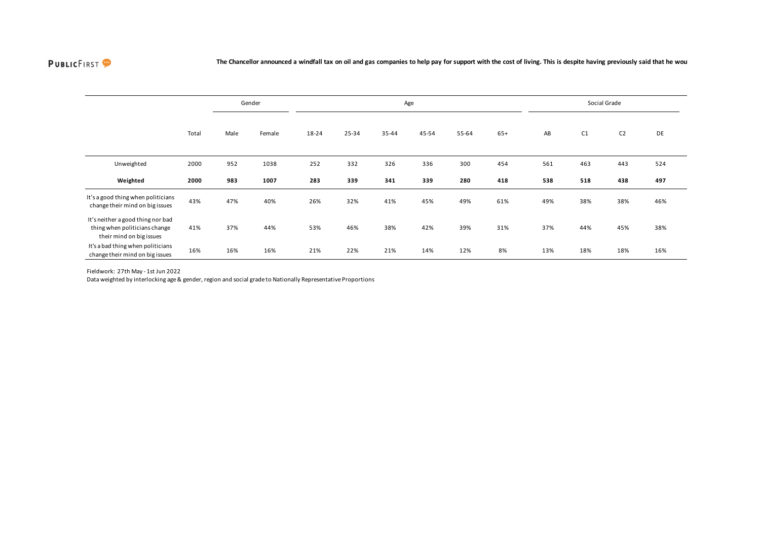PUBLICFIRST

**The Chancellor announced a windfall tax on oil and gas companies to help pay for support with the cost of living. This is despite having previously said that he wou**

| | Total | Gender | | Age | | | | | | Social Grade | | | |
|---|---|---|---|---|---|---|---|---|---|---|---|---|---|
| | | Male | Female | 18-24 | 25-34 | 35-44 | 45-54 | 55-64 | 65+ | AB | C1 | C2 | DE |
| Unweighted | 2000 | 952 | 1038 | 252 | 332 | 326 | 336 | 300 | 454 | 561 | 463 | 443 | 524 |
| **Weighted** | **2000** | **983** | **1007** | **283** | **339** | **341** | **339** | **280** | **418** | **538** | **518** | **438** | **497** |
| It's a good thing when politicians change their mind on big issues | 43% | 47% | 40% | 26% | 32% | 41% | 45% | 49% | 61% | 49% | 38% | 38% | 46% |
| It's neither a good thing nor bad thing when politicians change their mind on big issues | 41% | 37% | 44% | 53% | 46% | 38% | 42% | 39% | 31% | 37% | 44% | 45% | 38% |
| It's a bad thing when politicians change their mind on big issues | 16% | 16% | 16% | 21% | 22% | 21% | 14% | 12% | 8% | 13% | 18% | 18% | 16% |

Fieldwork: 27th May - 1st Jun 2022

Data weighted by interlocking age & gender, region and social grade to Nationally Representative Proportions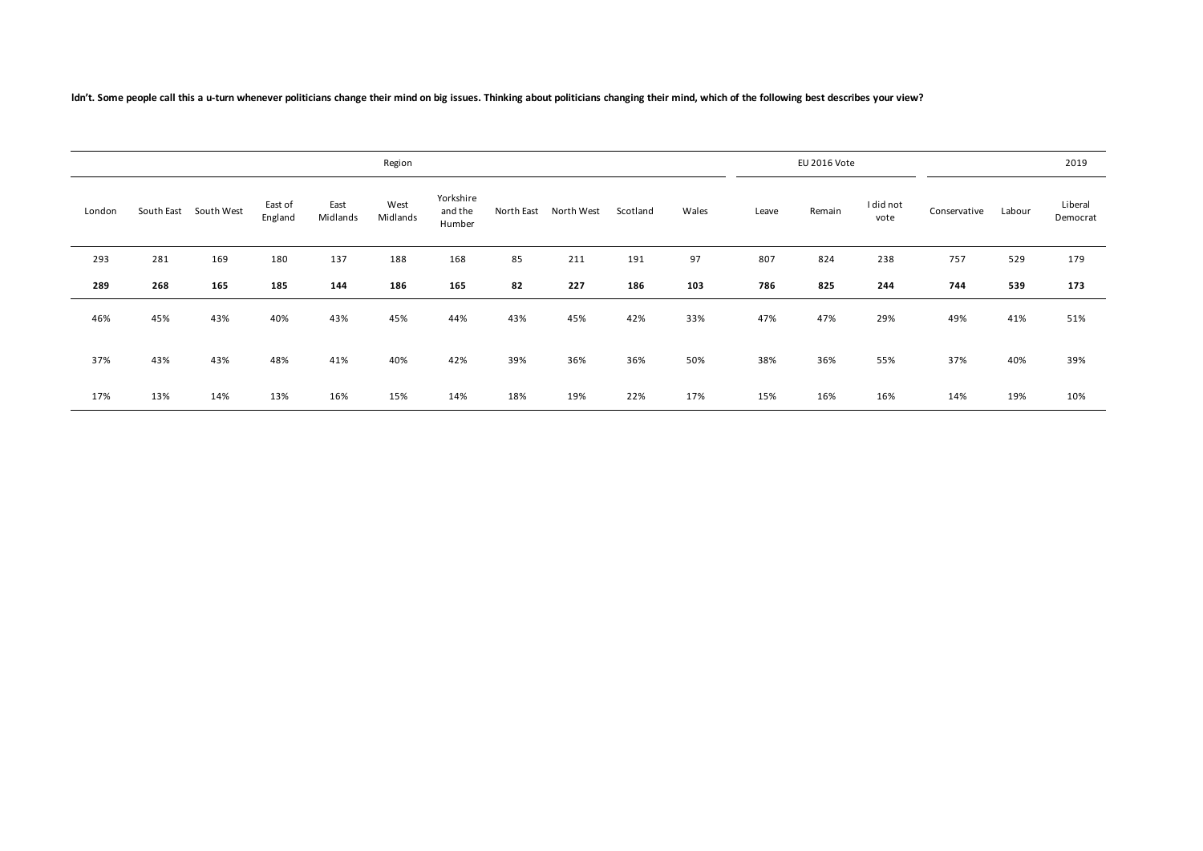**ldn't. Some people call this a u-turn whenever politicians change their mind on big issues. Thinking about politicians changing their mind, which of the following best describes your view?**

| Region | | | | | | | | | | | EU 2016 Vote | | | | | 2019 |
|---|---|---|---|---|---|---|---|---|---|---|---|---|---|---|---|---|
| London | South East | South West | East of England | East Midlands | West Midlands | Yorkshire and the Humber | North East | North West | Scotland | Wales | Leave | Remain | I did not vote | Conservative | Labour | Liberal Democrat |
| 293 | 281 | 169 | 180 | 137 | 188 | 168 | 85 | 211 | 191 | 97 | 807 | 824 | 238 | 757 | 529 | 179 |
| **289** | **268** | **165** | **185** | **144** | **186** | **165** | **82** | **227** | **186** | **103** | **786** | **825** | **244** | **744** | **539** | **173** |
| 46% | 45% | 43% | 40% | 43% | 45% | 44% | 43% | 45% | 42% | 33% | 47% | 47% | 29% | 49% | 41% | 51% |
| 37% | 43% | 43% | 48% | 41% | 40% | 42% | 39% | 36% | 36% | 50% | 38% | 36% | 55% | 37% | 40% | 39% |
| 17% | 13% | 14% | 13% | 16% | 15% | 14% | 18% | 19% | 22% | 17% | 15% | 16% | 16% | 14% | 19% | 10% |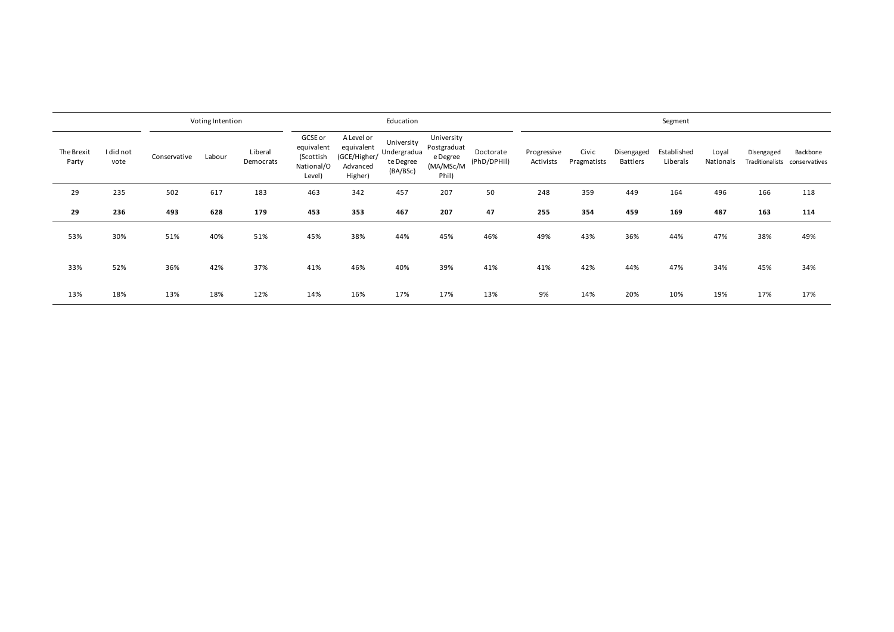| | | Voting Intention | | | Education | | | | | Segment | | | | | | |
|---|---|---|---|---|---|---|---|---|---|---|---|---|---|---|---|---|
| The Brexit Party | I did not vote | Conservative | Labour | Liberal Democrats | GCSE or equivalent (Scottish National/O Level) | A Level or equivalent (GCE/Higher/ Advanced Higher) | University Undergraduate Degree (BA/BSc) | University Postgraduate Degree (MA/MSc/M Phil) | Doctorate (PhD/DPHil) | Progressive Activists | Civic Pragmatists | Disengaged Battlers | Established Liberals | Loyal Nationals | Disengaged Traditionalists | Backbone conservatives |
| 29 | 235 | 502 | 617 | 183 | 463 | 342 | 457 | 207 | 50 | 248 | 359 | 449 | 164 | 496 | 166 | 118 |
| **29** | **236** | **493** | **628** | **179** | **453** | **353** | **467** | **207** | **47** | **255** | **354** | **459** | **169** | **487** | **163** | **114** |
| 53% | 30% | 51% | 40% | 51% | 45% | 38% | 44% | 45% | 46% | 49% | 43% | 36% | 44% | 47% | 38% | 49% |
| 33% | 52% | 36% | 42% | 37% | 41% | 46% | 40% | 39% | 41% | 41% | 42% | 44% | 47% | 34% | 45% | 34% |
| 13% | 18% | 13% | 18% | 12% | 14% | 16% | 17% | 17% | 13% | 9% | 14% | 20% | 10% | 19% | 17% | 17% |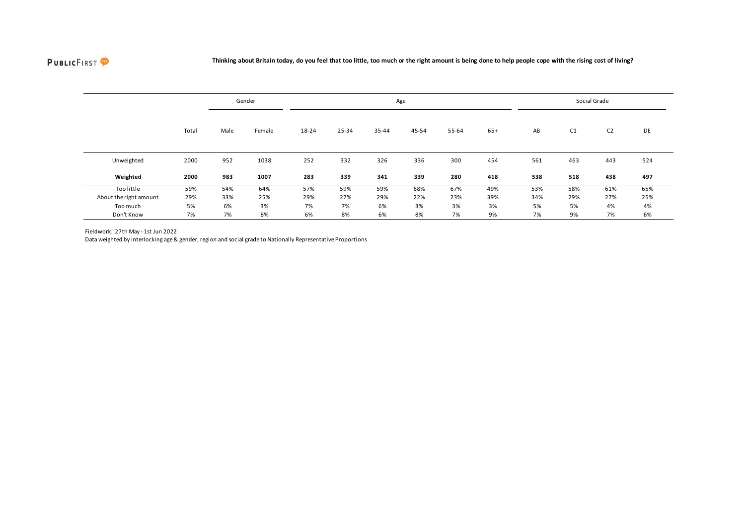PUBLICFIRST

**Thinking about Britain today, do you feel that too little, too much or the right amount is being done to help people cope with the rising cost of living?**

| | | Gender | | Age | | | | | | Social Grade | | | |
|---|---|---|---|---|---|---|---|---|---|---|---|---|---|
| | Total | Male | Female | 18-24 | 25-34 | 35-44 | 45-54 | 55-64 | 65+ | AB | C1 | C2 | DE |
| Unweighted | 2000 | 952 | 1038 | 252 | 332 | 326 | 336 | 300 | 454 | 561 | 463 | 443 | 524 |
| **Weighted** | **2000** | **983** | **1007** | **283** | **339** | **341** | **339** | **280** | **418** | **538** | **518** | **438** | **497** |
| Too little | 59% | 54% | 64% | 57% | 59% | 59% | 68% | 67% | 49% | 53% | 58% | 61% | 65% |
| About the right amount | 29% | 33% | 25% | 29% | 27% | 29% | 22% | 23% | 39% | 34% | 29% | 27% | 25% |
| Too much | 5% | 6% | 3% | 7% | 7% | 6% | 3% | 3% | 3% | 5% | 5% | 4% | 4% |
| Don't Know | 7% | 7% | 8% | 6% | 8% | 6% | 8% | 7% | 9% | 7% | 9% | 7% | 6% |

Fieldwork: 27th May - 1st Jun 2022
Data weighted by interlocking age & gender, region and social grade to Nationally Representative Proportions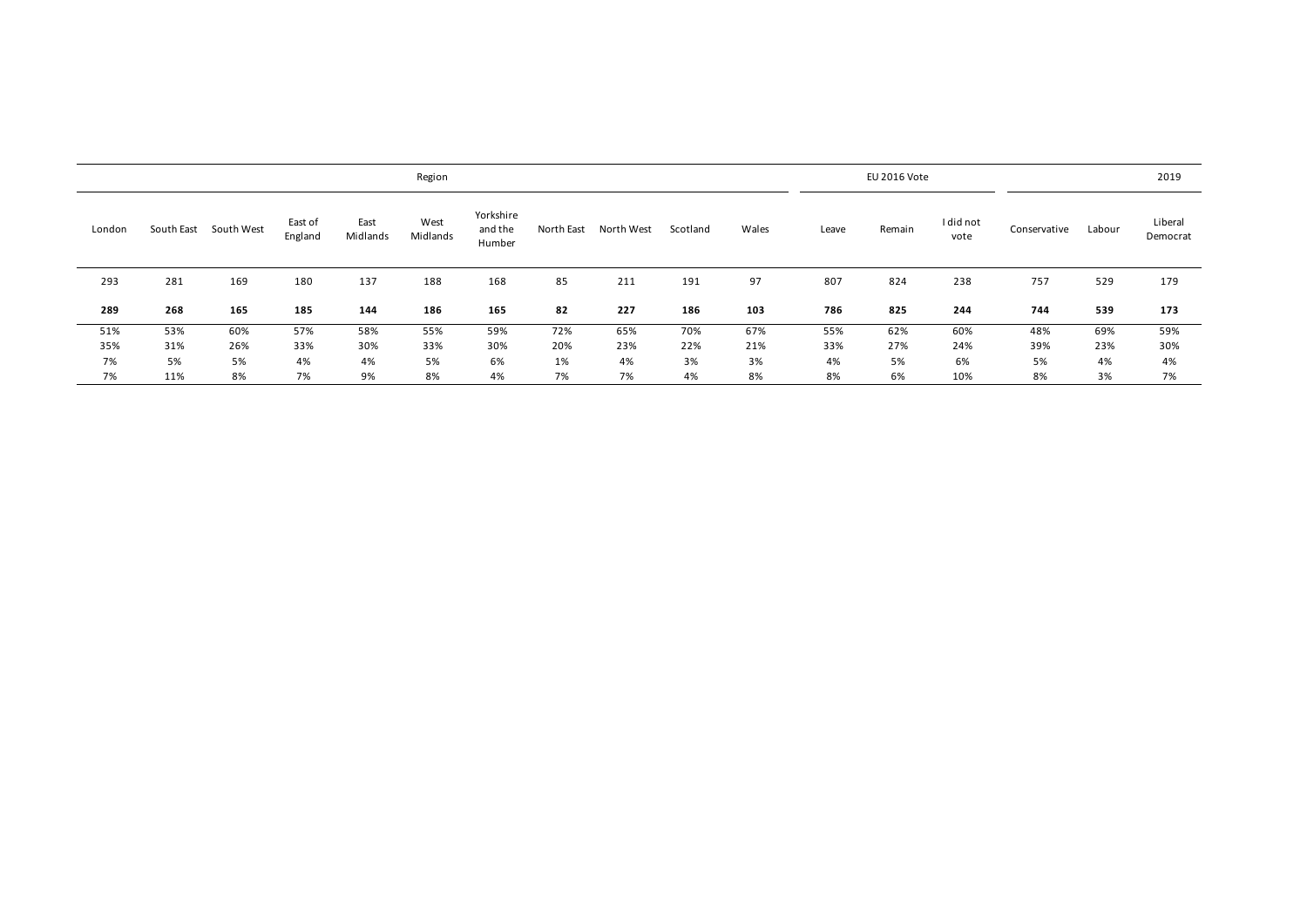| Region | | | | | | | | | | | EU 2016 Vote | | | 2019 | | |
|---|---|---|---|---|---|---|---|---|---|---|---|---|---|---|---|---|
| London | South East | South West | East of England | East Midlands | West Midlands | Yorkshire and the Humber | North East | North West | Scotland | Wales | Leave | Remain | I did not vote | Conservative | Labour | Liberal Democrat |
| 293 | 281 | 169 | 180 | 137 | 188 | 168 | 85 | 211 | 191 | 97 | 807 | 824 | 238 | 757 | 529 | 179 |
| **289** | **268** | **165** | **185** | **144** | **186** | **165** | **82** | **227** | **186** | **103** | **786** | **825** | **244** | **744** | **539** | **173** |
| 51% | 53% | 60% | 57% | 58% | 55% | 59% | 72% | 65% | 70% | 67% | 55% | 62% | 60% | 48% | 69% | 59% |
| 35% | 31% | 26% | 33% | 30% | 33% | 30% | 20% | 23% | 22% | 21% | 33% | 27% | 24% | 39% | 23% | 30% |
| 7% | 5% | 5% | 4% | 4% | 5% | 6% | 1% | 4% | 3% | 3% | 4% | 5% | 6% | 5% | 4% | 4% |
| 7% | 11% | 8% | 7% | 9% | 8% | 4% | 7% | 7% | 4% | 8% | 8% | 6% | 10% | 8% | 3% | 7% |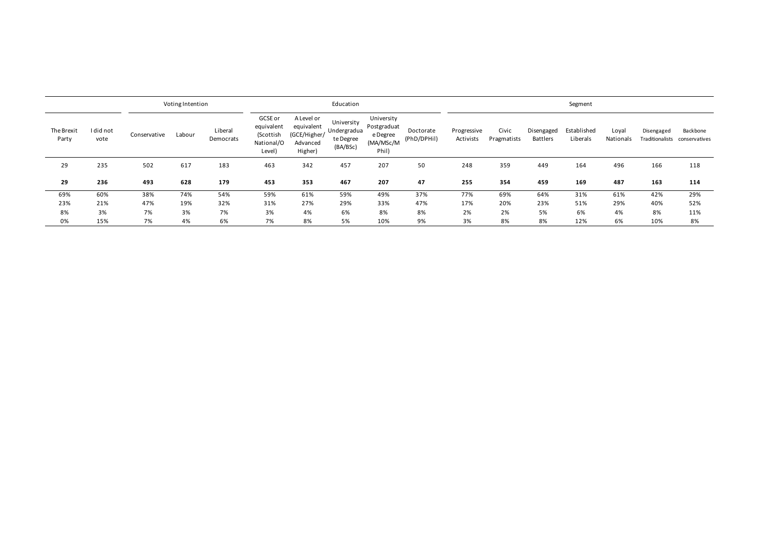| | | Voting Intention | | | Education | | | | | Segment | | | | | | |
|---|---|---|---|---|---|---|---|---|---|---|---|---|---|---|---|---|
| The Brexit Party | I did not vote | Conservative | Labour | Liberal Democrats | GCSE or equivalent (Scottish National/O Level) | A Level or equivalent (GCE/Higher/ Advanced Higher) | University Undergraduate Degree (BA/BSc) | University Postgraduate Degree (MA/MSc/M Phil) | Doctorate (PhD/DPHil) | Progressive Activists | Civic Pragmatists | Disengaged Battlers | Established Liberals | Loyal Nationals | Disengaged Traditionalists | Backbone conservatives |
| 29 | 235 | 502 | 617 | 183 | 463 | 342 | 457 | 207 | 50 | 248 | 359 | 449 | 164 | 496 | 166 | 118 |
| **29** | **236** | **493** | **628** | **179** | **453** | **353** | **467** | **207** | **47** | **255** | **354** | **459** | **169** | **487** | **163** | **114** |
| 69% | 60% | 38% | 74% | 54% | 59% | 61% | 59% | 49% | 37% | 77% | 69% | 64% | 31% | 61% | 42% | 29% |
| 23% | 21% | 47% | 19% | 32% | 31% | 27% | 29% | 33% | 47% | 17% | 20% | 23% | 51% | 29% | 40% | 52% |
| 8% | 3% | 7% | 3% | 7% | 3% | 4% | 6% | 8% | 8% | 2% | 2% | 5% | 6% | 4% | 8% | 11% |
| 0% | 15% | 7% | 4% | 6% | 7% | 8% | 5% | 10% | 9% | 3% | 8% | 8% | 12% | 6% | 10% | 8% |